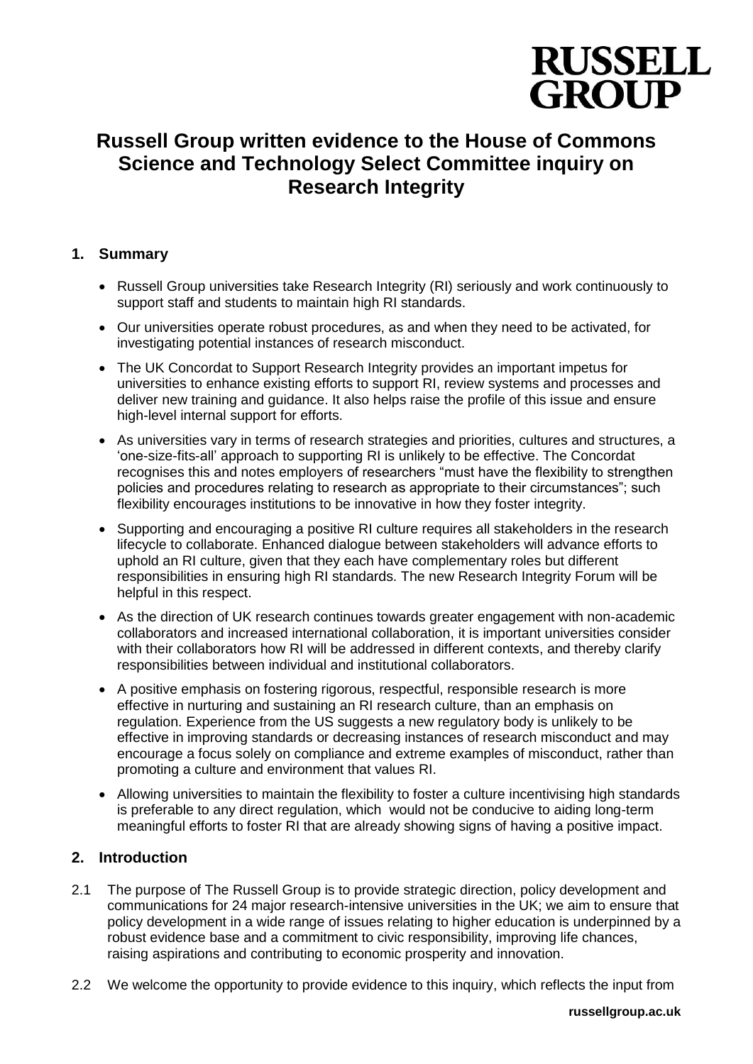RUSSELL GROUP

# Russell Group written evidence to the House of Commons Science and Technology Select Committee inquiry on Research Integrity

## 1. Summary

- Russell Group universities take Research Integrity (RI) seriously and work continuously to support staff and students to maintain high RI standards.
- Our universities operate robust procedures, as and when they need to be activated, for investigating potential instances of research misconduct.
- The UK Concordat to Support Research Integrity provides an important impetus for universities to enhance existing efforts to support RI, review systems and processes and deliver new training and guidance. It also helps raise the profile of this issue and ensure high-level internal support for efforts.
- As universities vary in terms of research strategies and priorities, cultures and structures, a 'one-size-fits-all' approach to supporting RI is unlikely to be effective. The Concordat recognises this and notes employers of researchers "must have the flexibility to strengthen policies and procedures relating to research as appropriate to their circumstances"; such flexibility encourages institutions to be innovative in how they foster integrity.
- Supporting and encouraging a positive RI culture requires all stakeholders in the research lifecycle to collaborate. Enhanced dialogue between stakeholders will advance efforts to uphold an RI culture, given that they each have complementary roles but different responsibilities in ensuring high RI standards. The new Research Integrity Forum will be helpful in this respect.
- As the direction of UK research continues towards greater engagement with non-academic collaborators and increased international collaboration, it is important universities consider with their collaborators how RI will be addressed in different contexts, and thereby clarify responsibilities between individual and institutional collaborators.
- A positive emphasis on fostering rigorous, respectful, responsible research is more effective in nurturing and sustaining an RI research culture, than an emphasis on regulation. Experience from the US suggests a new regulatory body is unlikely to be effective in improving standards or decreasing instances of research misconduct and may encourage a focus solely on compliance and extreme examples of misconduct, rather than promoting a culture and environment that values RI.
- Allowing universities to maintain the flexibility to foster a culture incentivising high standards is preferable to any direct regulation, which would not be conducive to aiding long-term meaningful efforts to foster RI that are already showing signs of having a positive impact.

## 2. Introduction

2.1 The purpose of The Russell Group is to provide strategic direction, policy development and communications for 24 major research-intensive universities in the UK; we aim to ensure that policy development in a wide range of issues relating to higher education is underpinned by a robust evidence base and a commitment to civic responsibility, improving life chances, raising aspirations and contributing to economic prosperity and innovation.

2.2 We welcome the opportunity to provide evidence to this inquiry, which reflects the input from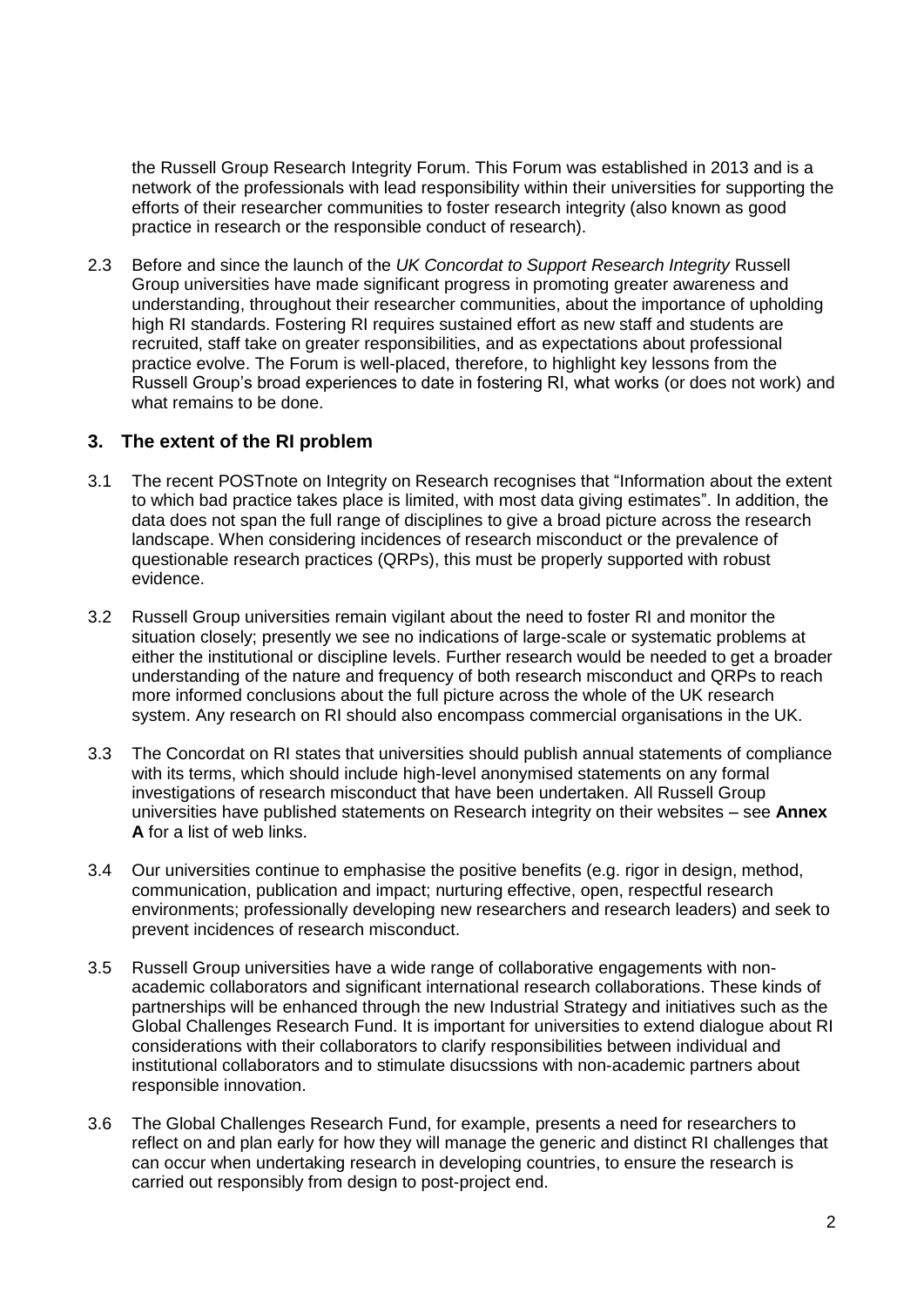the Russell Group Research Integrity Forum. This Forum was established in 2013 and is a network of the professionals with lead responsibility within their universities for supporting the efforts of their researcher communities to foster research integrity (also known as good practice in research or the responsible conduct of research).

2.3 Before and since the launch of the *UK Concordat to Support Research Integrity* Russell Group universities have made significant progress in promoting greater awareness and understanding, throughout their researcher communities, about the importance of upholding high RI standards. Fostering RI requires sustained effort as new staff and students are recruited, staff take on greater responsibilities, and as expectations about professional practice evolve. The Forum is well-placed, therefore, to highlight key lessons from the Russell Group's broad experiences to date in fostering RI, what works (or does not work) and what remains to be done.

## 3. The extent of the RI problem

3.1 The recent POSTnote on Integrity on Research recognises that "Information about the extent to which bad practice takes place is limited, with most data giving estimates". In addition, the data does not span the full range of disciplines to give a broad picture across the research landscape. When considering incidences of research misconduct or the prevalence of questionable research practices (QRPs), this must be properly supported with robust evidence.

3.2 Russell Group universities remain vigilant about the need to foster RI and monitor the situation closely; presently we see no indications of large-scale or systematic problems at either the institutional or discipline levels. Further research would be needed to get a broader understanding of the nature and frequency of both research misconduct and QRPs to reach more informed conclusions about the full picture across the whole of the UK research system. Any research on RI should also encompass commercial organisations in the UK.

3.3 The Concordat on RI states that universities should publish annual statements of compliance with its terms, which should include high-level anonymised statements on any formal investigations of research misconduct that have been undertaken. All Russell Group universities have published statements on Research integrity on their websites – see **Annex A** for a list of web links.

3.4 Our universities continue to emphasise the positive benefits (e.g. rigor in design, method, communication, publication and impact; nurturing effective, open, respectful research environments; professionally developing new researchers and research leaders) and seek to prevent incidences of research misconduct.

3.5 Russell Group universities have a wide range of collaborative engagements with non-academic collaborators and significant international research collaborations. These kinds of partnerships will be enhanced through the new Industrial Strategy and initiatives such as the Global Challenges Research Fund. It is important for universities to extend dialogue about RI considerations with their collaborators to clarify responsibilities between individual and institutional collaborators and to stimulate disucssions with non-academic partners about responsible innovation.

3.6 The Global Challenges Research Fund, for example, presents a need for researchers to reflect on and plan early for how they will manage the generic and distinct RI challenges that can occur when undertaking research in developing countries, to ensure the research is carried out responsibly from design to post-project end.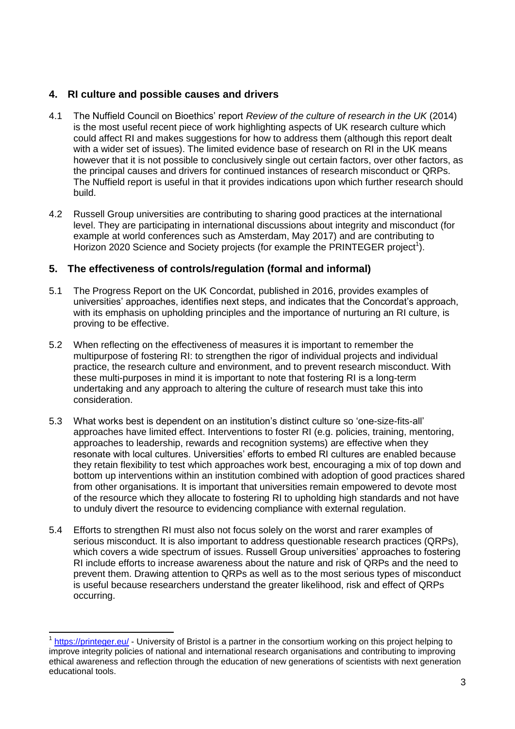## 4. RI culture and possible causes and drivers

4.1 The Nuffield Council on Bioethics' report *Review of the culture of research in the UK* (2014) is the most useful recent piece of work highlighting aspects of UK research culture which could affect RI and makes suggestions for how to address them (although this report dealt with a wider set of issues). The limited evidence base of research on RI in the UK means however that it is not possible to conclusively single out certain factors, over other factors, as the principal causes and drivers for continued instances of research misconduct or QRPs. The Nuffield report is useful in that it provides indications upon which further research should build.

4.2 Russell Group universities are contributing to sharing good practices at the international level. They are participating in international discussions about integrity and misconduct (for example at world conferences such as Amsterdam, May 2017) and are contributing to Horizon 2020 Science and Society projects (for example the PRINTEGER project[1]).

## 5. The effectiveness of controls/regulation (formal and informal)

5.1 The Progress Report on the UK Concordat, published in 2016, provides examples of universities' approaches, identifies next steps, and indicates that the Concordat's approach, with its emphasis on upholding principles and the importance of nurturing an RI culture, is proving to be effective.

5.2 When reflecting on the effectiveness of measures it is important to remember the multipurpose of fostering RI: to strengthen the rigor of individual projects and individual practice, the research culture and environment, and to prevent research misconduct. With these multi-purposes in mind it is important to note that fostering RI is a long-term undertaking and any approach to altering the culture of research must take this into consideration.

5.3 What works best is dependent on an institution's distinct culture so 'one-size-fits-all' approaches have limited effect. Interventions to foster RI (e.g. policies, training, mentoring, approaches to leadership, rewards and recognition systems) are effective when they resonate with local cultures. Universities' efforts to embed RI cultures are enabled because they retain flexibility to test which approaches work best, encouraging a mix of top down and bottom up interventions within an institution combined with adoption of good practices shared from other organisations. It is important that universities remain empowered to devote most of the resource which they allocate to fostering RI to upholding high standards and not have to unduly divert the resource to evidencing compliance with external regulation.

5.4 Efforts to strengthen RI must also not focus solely on the worst and rarer examples of serious misconduct. It is also important to address questionable research practices (QRPs), which covers a wide spectrum of issues. Russell Group universities' approaches to fostering RI include efforts to increase awareness about the nature and risk of QRPs and the need to prevent them. Drawing attention to QRPs as well as to the most serious types of misconduct is useful because researchers understand the greater likelihood, risk and effect of QRPs occurring.

---

[1] https://printeger.eu/ - University of Bristol is a partner in the consortium working on this project helping to improve integrity policies of national and international research organisations and contributing to improving ethical awareness and reflection through the education of new generations of scientists with next generation educational tools.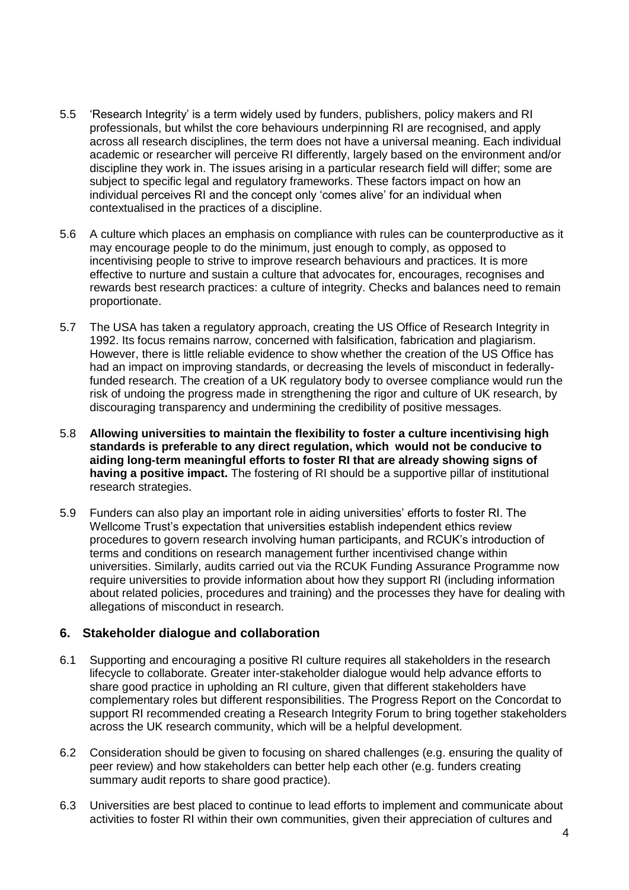5.5 'Research Integrity' is a term widely used by funders, publishers, policy makers and RI professionals, but whilst the core behaviours underpinning RI are recognised, and apply across all research disciplines, the term does not have a universal meaning. Each individual academic or researcher will perceive RI differently, largely based on the environment and/or discipline they work in. The issues arising in a particular research field will differ; some are subject to specific legal and regulatory frameworks. These factors impact on how an individual perceives RI and the concept only 'comes alive' for an individual when contextualised in the practices of a discipline.

5.6 A culture which places an emphasis on compliance with rules can be counterproductive as it may encourage people to do the minimum, just enough to comply, as opposed to incentivising people to strive to improve research behaviours and practices. It is more effective to nurture and sustain a culture that advocates for, encourages, recognises and rewards best research practices: a culture of integrity. Checks and balances need to remain proportionate.

5.7 The USA has taken a regulatory approach, creating the US Office of Research Integrity in 1992. Its focus remains narrow, concerned with falsification, fabrication and plagiarism. However, there is little reliable evidence to show whether the creation of the US Office has had an impact on improving standards, or decreasing the levels of misconduct in federally-funded research. The creation of a UK regulatory body to oversee compliance would run the risk of undoing the progress made in strengthening the rigor and culture of UK research, by discouraging transparency and undermining the credibility of positive messages.

5.8 **Allowing universities to maintain the flexibility to foster a culture incentivising high standards is preferable to any direct regulation, which would not be conducive to aiding long-term meaningful efforts to foster RI that are already showing signs of having a positive impact.** The fostering of RI should be a supportive pillar of institutional research strategies.

5.9 Funders can also play an important role in aiding universities' efforts to foster RI. The Wellcome Trust's expectation that universities establish independent ethics review procedures to govern research involving human participants, and RCUK's introduction of terms and conditions on research management further incentivised change within universities. Similarly, audits carried out via the RCUK Funding Assurance Programme now require universities to provide information about how they support RI (including information about related policies, procedures and training) and the processes they have for dealing with allegations of misconduct in research.

## 6. Stakeholder dialogue and collaboration

6.1 Supporting and encouraging a positive RI culture requires all stakeholders in the research lifecycle to collaborate. Greater inter-stakeholder dialogue would help advance efforts to share good practice in upholding an RI culture, given that different stakeholders have complementary roles but different responsibilities. The Progress Report on the Concordat to support RI recommended creating a Research Integrity Forum to bring together stakeholders across the UK research community, which will be a helpful development.

6.2 Consideration should be given to focusing on shared challenges (e.g. ensuring the quality of peer review) and how stakeholders can better help each other (e.g. funders creating summary audit reports to share good practice).

6.3 Universities are best placed to continue to lead efforts to implement and communicate about activities to foster RI within their own communities, given their appreciation of cultures and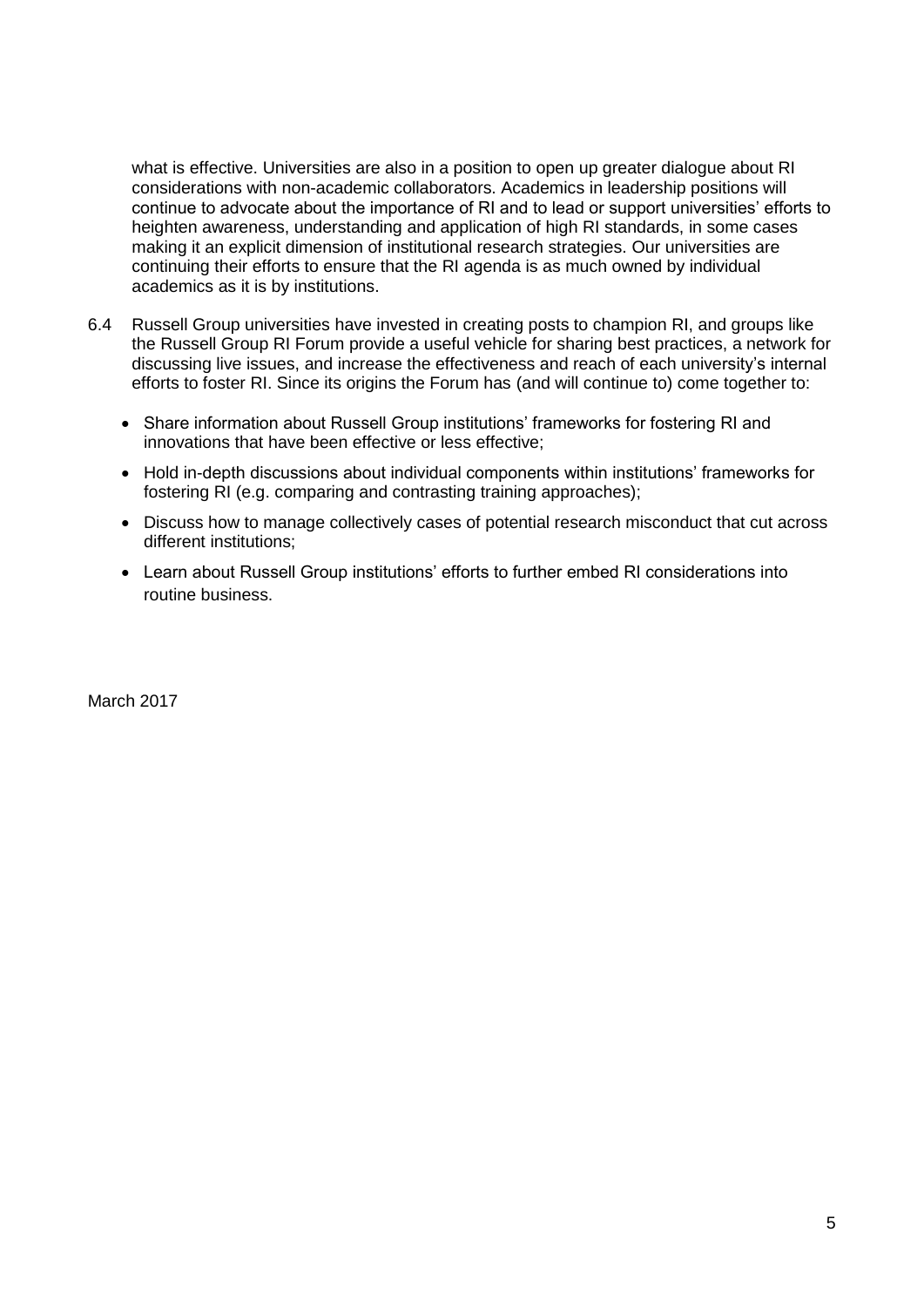what is effective. Universities are also in a position to open up greater dialogue about RI considerations with non-academic collaborators. Academics in leadership positions will continue to advocate about the importance of RI and to lead or support universities' efforts to heighten awareness, understanding and application of high RI standards, in some cases making it an explicit dimension of institutional research strategies. Our universities are continuing their efforts to ensure that the RI agenda is as much owned by individual academics as it is by institutions.

6.4 Russell Group universities have invested in creating posts to champion RI, and groups like the Russell Group RI Forum provide a useful vehicle for sharing best practices, a network for discussing live issues, and increase the effectiveness and reach of each university's internal efforts to foster RI. Since its origins the Forum has (and will continue to) come together to:

- Share information about Russell Group institutions' frameworks for fostering RI and innovations that have been effective or less effective;
- Hold in-depth discussions about individual components within institutions' frameworks for fostering RI (e.g. comparing and contrasting training approaches);
- Discuss how to manage collectively cases of potential research misconduct that cut across different institutions;
- Learn about Russell Group institutions' efforts to further embed RI considerations into routine business.

March 2017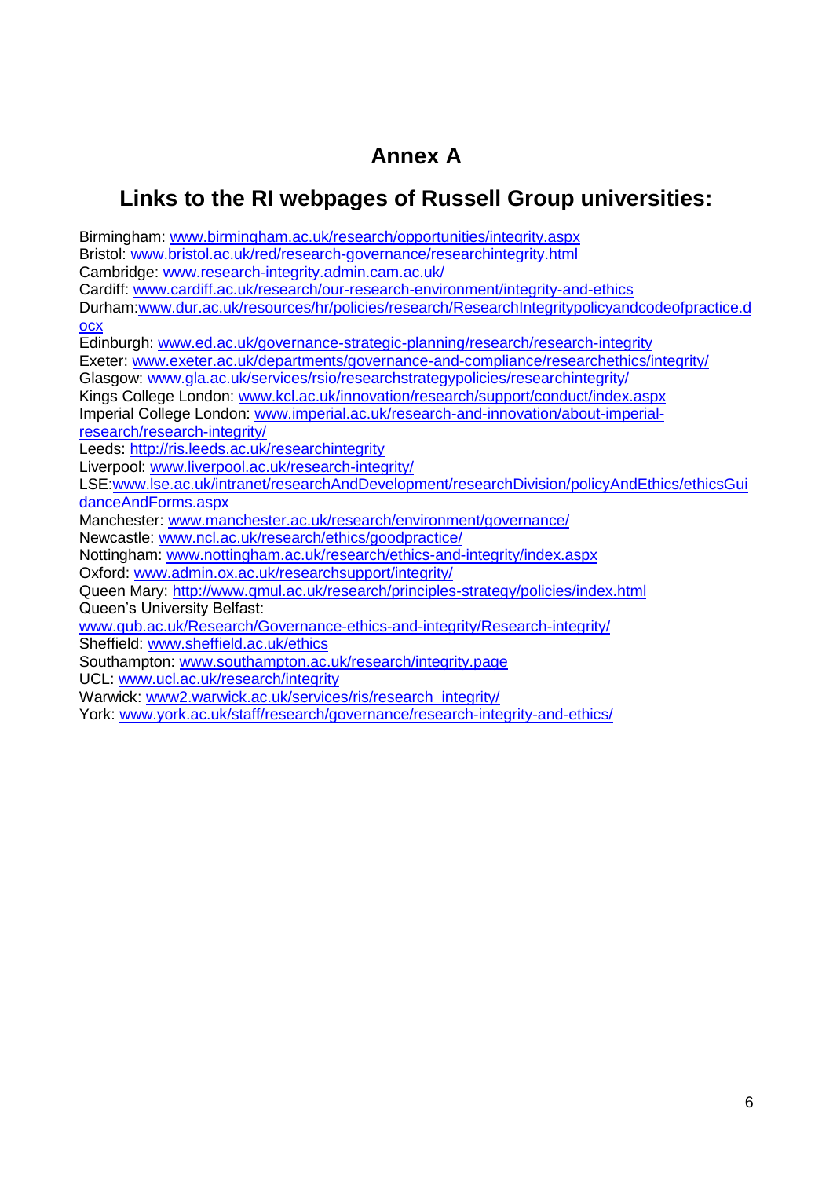# Annex A

## Links to the RI webpages of Russell Group universities:

Birmingham: www.birmingham.ac.uk/research/opportunities/integrity.aspx
Bristol: www.bristol.ac.uk/red/research-governance/researchintegrity.html
Cambridge: www.research-integrity.admin.cam.ac.uk/
Cardiff: www.cardiff.ac.uk/research/our-research-environment/integrity-and-ethics
Durham: www.dur.ac.uk/resources/hr/policies/research/ResearchIntegritypolicyandcodeofpractice.docx
Edinburgh: www.ed.ac.uk/governance-strategic-planning/research/research-integrity
Exeter: www.exeter.ac.uk/departments/governance-and-compliance/researchethics/integrity/
Glasgow: www.gla.ac.uk/services/rsio/researchstrategypolicies/researchintegrity/
Kings College London: www.kcl.ac.uk/innovation/research/support/conduct/index.aspx
Imperial College London: www.imperial.ac.uk/research-and-innovation/about-imperial-research/research-integrity/
Leeds: http://ris.leeds.ac.uk/researchintegrity
Liverpool: www.liverpool.ac.uk/research-integrity/
LSE: www.lse.ac.uk/intranet/researchAndDevelopment/researchDivision/policyAndEthics/ethicsGuidanceAndForms.aspx
Manchester: www.manchester.ac.uk/research/environment/governance/
Newcastle: www.ncl.ac.uk/research/ethics/goodpractice/
Nottingham: www.nottingham.ac.uk/research/ethics-and-integrity/index.aspx
Oxford: www.admin.ox.ac.uk/researchsupport/integrity/
Queen Mary: http://www.qmul.ac.uk/research/principles-strategy/policies/index.html
Queen's University Belfast: www.qub.ac.uk/Research/Governance-ethics-and-integrity/Research-integrity/
Sheffield: www.sheffield.ac.uk/ethics
Southampton: www.southampton.ac.uk/research/integrity.page
UCL: www.ucl.ac.uk/research/integrity
Warwick: www2.warwick.ac.uk/services/ris/research_integrity/
York: www.york.ac.uk/staff/research/governance/research-integrity-and-ethics/